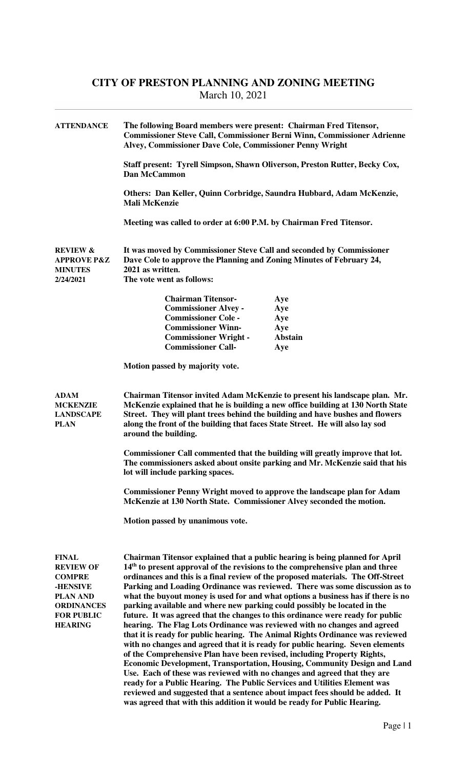# CITY OF PRESTON PLANNING AND ZONING MEETING

March 10, 2021

**ATTENDANCE**

**The following Board members were present: Chairman Fred Titensor, Commissioner Steve Call, Commissioner Berni Winn, Commissioner Adrienne Alvey, Commissioner Dave Cole, Commissioner Penny Wright**

**Staff present: Tyrell Simpson, Shawn Oliverson, Preston Rutter, Becky Cox, Dan McCammon**

**Others: Dan Keller, Quinn Corbridge, Saundra Hubbard, Adam McKenzie, Mali McKenzie**

**Meeting was called to order at 6:00 P.M. by Chairman Fred Titensor.**

**REVIEW & APPROVE P&Z MINUTES 2/24/2021**

**It was moved by Commissioner Steve Call and seconded by Commissioner Dave Cole to approve the Planning and Zoning Minutes of February 24, 2021 as written.**
**The vote went as follows:**

| | |
|---|---|
| **Chairman Titensor-** | **Aye** |
| **Commissioner Alvey -** | **Aye** |
| **Commissioner Cole -** | **Aye** |
| **Commissioner Winn-** | **Aye** |
| **Commissioner Wright -** | **Abstain** |
| **Commissioner Call-** | **Aye** |

**Motion passed by majority vote.**

**ADAM MCKENZIE LANDSCAPE PLAN**

**Chairman Titensor invited Adam McKenzie to present his landscape plan. Mr. McKenzie explained that he is building a new office building at 130 North State Street. They will plant trees behind the building and have bushes and flowers along the front of the building that faces State Street. He will also lay sod around the building.**

**Commissioner Call commented that the building will greatly improve that lot. The commissioners asked about onsite parking and Mr. McKenzie said that his lot will include parking spaces.**

**Commissioner Penny Wright moved to approve the landscape plan for Adam McKenzie at 130 North State. Commissioner Alvey seconded the motion.**

**Motion passed by unanimous vote.**

**FINAL REVIEW OF COMPRE-HENSIVE PLAN AND ORDINANCES FOR PUBLIC HEARING**

**Chairman Titensor explained that a public hearing is being planned for April 14th to present approval of the revisions to the comprehensive plan and three ordinances and this is a final review of the proposed materials. The Off-Street Parking and Loading Ordinance was reviewed. There was some discussion as to what the buyout money is used for and what options a business has if there is no parking available and where new parking could possibly be located in the future. It was agreed that the changes to this ordinance were ready for public hearing. The Flag Lots Ordinance was reviewed with no changes and agreed that it is ready for public hearing. The Animal Rights Ordinance was reviewed with no changes and agreed that it is ready for public hearing. Seven elements of the Comprehensive Plan have been revised, including Property Rights, Economic Development, Transportation, Housing, Community Design and Land Use. Each of these was reviewed with no changes and agreed that they are ready for a Public Hearing. The Public Services and Utilities Element was reviewed and suggested that a sentence about impact fees should be added. It was agreed that with this addition it would be ready for Public Hearing.**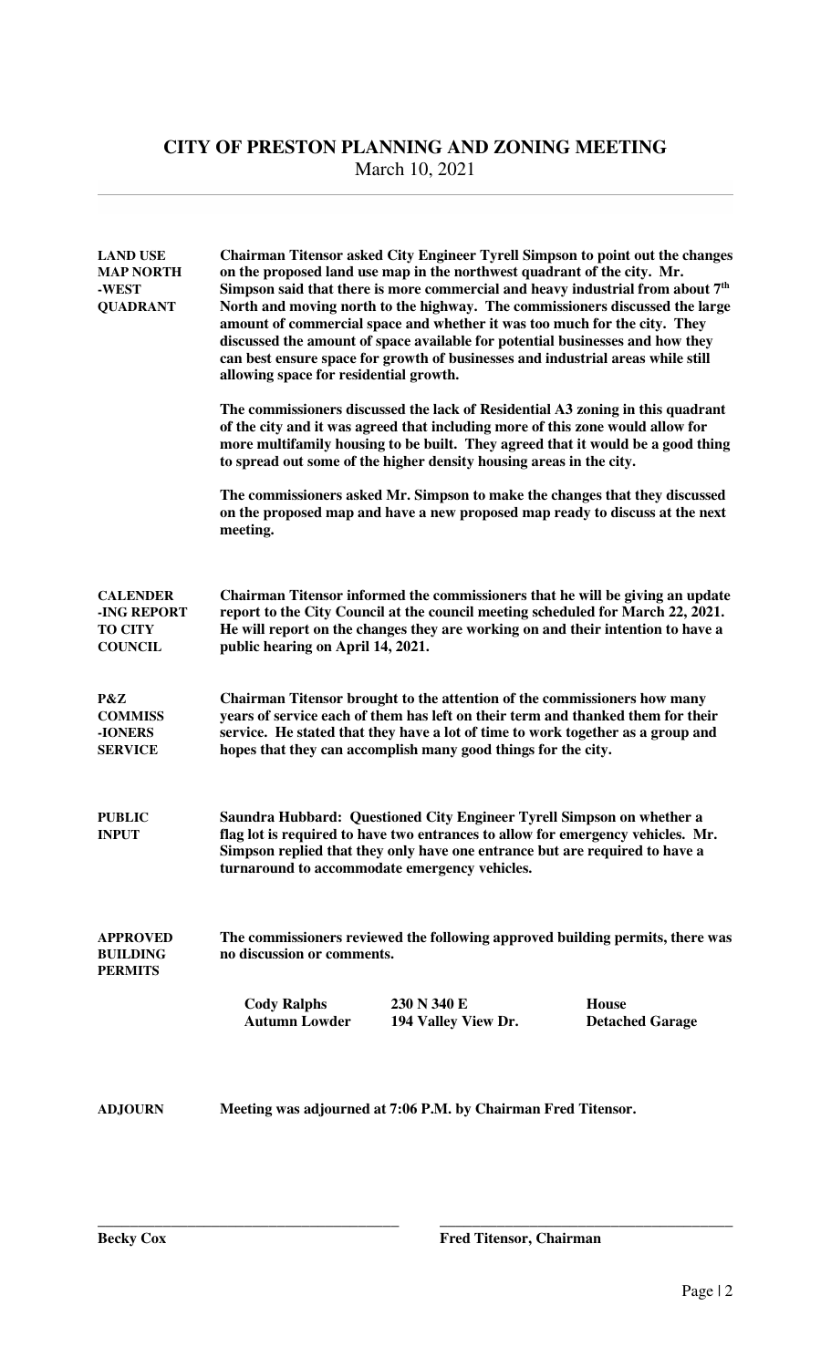# CITY OF PRESTON PLANNING AND ZONING MEETING

March 10, 2021

**LAND USE MAP NORTH-WEST QUADRANT**

**Chairman Titensor asked City Engineer Tyrell Simpson to point out the changes on the proposed land use map in the northwest quadrant of the city. Mr. Simpson said that there is more commercial and heavy industrial from about 7th North and moving north to the highway. The commissioners discussed the large amount of commercial space and whether it was too much for the city. They discussed the amount of space available for potential businesses and how they can best ensure space for growth of businesses and industrial areas while still allowing space for residential growth.**

**The commissioners discussed the lack of Residential A3 zoning in this quadrant of the city and it was agreed that including more of this zone would allow for more multifamily housing to be built. They agreed that it would be a good thing to spread out some of the higher density housing areas in the city.**

**The commissioners asked Mr. Simpson to make the changes that they discussed on the proposed map and have a new proposed map ready to discuss at the next meeting.**

**CALENDER-ING REPORT TO CITY COUNCIL**

**Chairman Titensor informed the commissioners that he will be giving an update report to the City Council at the council meeting scheduled for March 22, 2021. He will report on the changes they are working on and their intention to have a public hearing on April 14, 2021.**

**P&Z COMMISS-IONERS SERVICE**

**Chairman Titensor brought to the attention of the commissioners how many years of service each of them has left on their term and thanked them for their service. He stated that they have a lot of time to work together as a group and hopes that they can accomplish many good things for the city.**

**PUBLIC INPUT**

**Saundra Hubbard: Questioned City Engineer Tyrell Simpson on whether a flag lot is required to have two entrances to allow for emergency vehicles. Mr. Simpson replied that they only have one entrance but are required to have a turnaround to accommodate emergency vehicles.**

**APPROVED BUILDING PERMITS**

**The commissioners reviewed the following approved building permits, there was no discussion or comments.**

| | | |
|---|---|---|
| **Cody Ralphs** | **230 N 340 E** | **House** |
| **Autumn Lowder** | **194 Valley View Dr.** | **Detached Garage** |

**ADJOURN**

**Meeting was adjourned at 7:06 P.M. by Chairman Fred Titensor.**

\_\_\_\_\_\_\_\_\_\_\_\_\_\_\_\_\_\_\_\_\_\_\_\_\_\_\_\_\_\_\_\_\_\_\_\_\_\_\_\_
**Becky Cox**

\_\_\_\_\_\_\_\_\_\_\_\_\_\_\_\_\_\_\_\_\_\_\_\_\_\_\_\_\_\_\_\_\_\_\_\_\_\_\_\_
**Fred Titensor, Chairman**